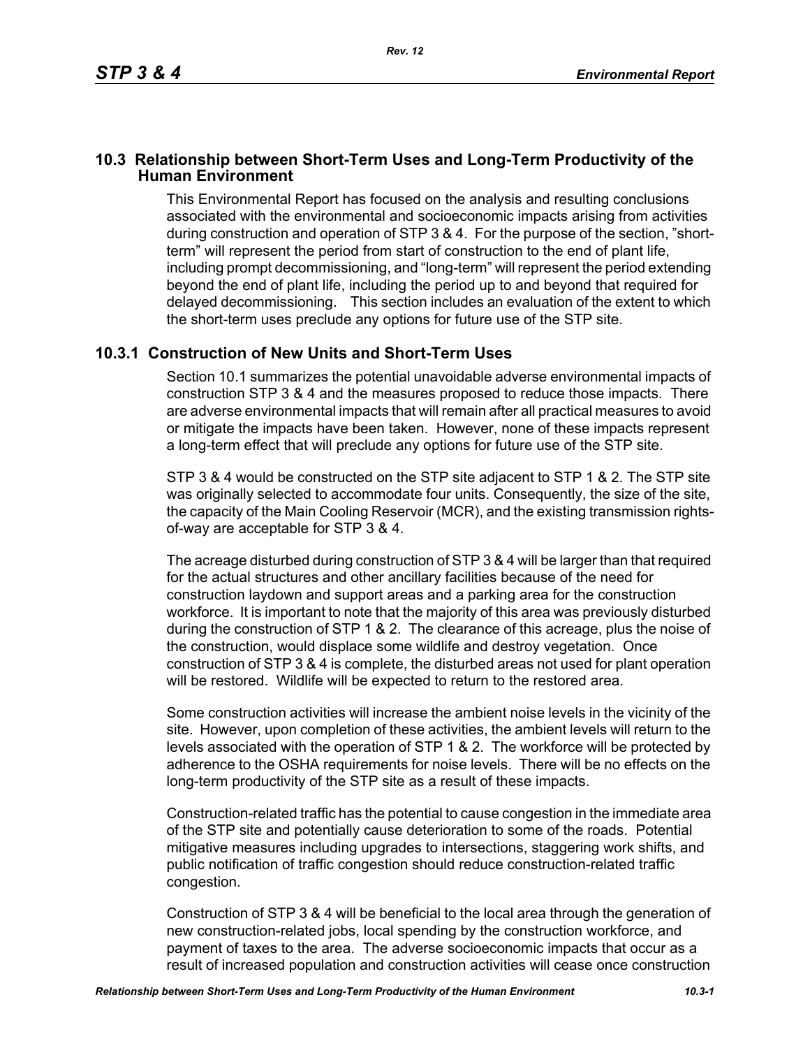## 10.3 Relationship between Short-Term Uses and Long-Term Productivity of the Human Environment

This Environmental Report has focused on the analysis and resulting conclusions associated with the environmental and socioeconomic impacts arising from activities during construction and operation of STP 3 & 4. For the purpose of the section, "short-term" will represent the period from start of construction to the end of plant life, including prompt decommissioning, and "long-term" will represent the period extending beyond the end of plant life, including the period up to and beyond that required for delayed decommissioning. This section includes an evaluation of the extent to which the short-term uses preclude any options for future use of the STP site.

### 10.3.1 Construction of New Units and Short-Term Uses

Section 10.1 summarizes the potential unavoidable adverse environmental impacts of construction STP 3 & 4 and the measures proposed to reduce those impacts. There are adverse environmental impacts that will remain after all practical measures to avoid or mitigate the impacts have been taken. However, none of these impacts represent a long-term effect that will preclude any options for future use of the STP site.

STP 3 & 4 would be constructed on the STP site adjacent to STP 1 & 2. The STP site was originally selected to accommodate four units. Consequently, the size of the site, the capacity of the Main Cooling Reservoir (MCR), and the existing transmission rights-of-way are acceptable for STP 3 & 4.

The acreage disturbed during construction of STP 3 & 4 will be larger than that required for the actual structures and other ancillary facilities because of the need for construction laydown and support areas and a parking area for the construction workforce. It is important to note that the majority of this area was previously disturbed during the construction of STP 1 & 2. The clearance of this acreage, plus the noise of the construction, would displace some wildlife and destroy vegetation. Once construction of STP 3 & 4 is complete, the disturbed areas not used for plant operation will be restored. Wildlife will be expected to return to the restored area.

Some construction activities will increase the ambient noise levels in the vicinity of the site. However, upon completion of these activities, the ambient levels will return to the levels associated with the operation of STP 1 & 2. The workforce will be protected by adherence to the OSHA requirements for noise levels. There will be no effects on the long-term productivity of the STP site as a result of these impacts.

Construction-related traffic has the potential to cause congestion in the immediate area of the STP site and potentially cause deterioration to some of the roads. Potential mitigative measures including upgrades to intersections, staggering work shifts, and public notification of traffic congestion should reduce construction-related traffic congestion.

Construction of STP 3 & 4 will be beneficial to the local area through the generation of new construction-related jobs, local spending by the construction workforce, and payment of taxes to the area. The adverse socioeconomic impacts that occur as a result of increased population and construction activities will cease once construction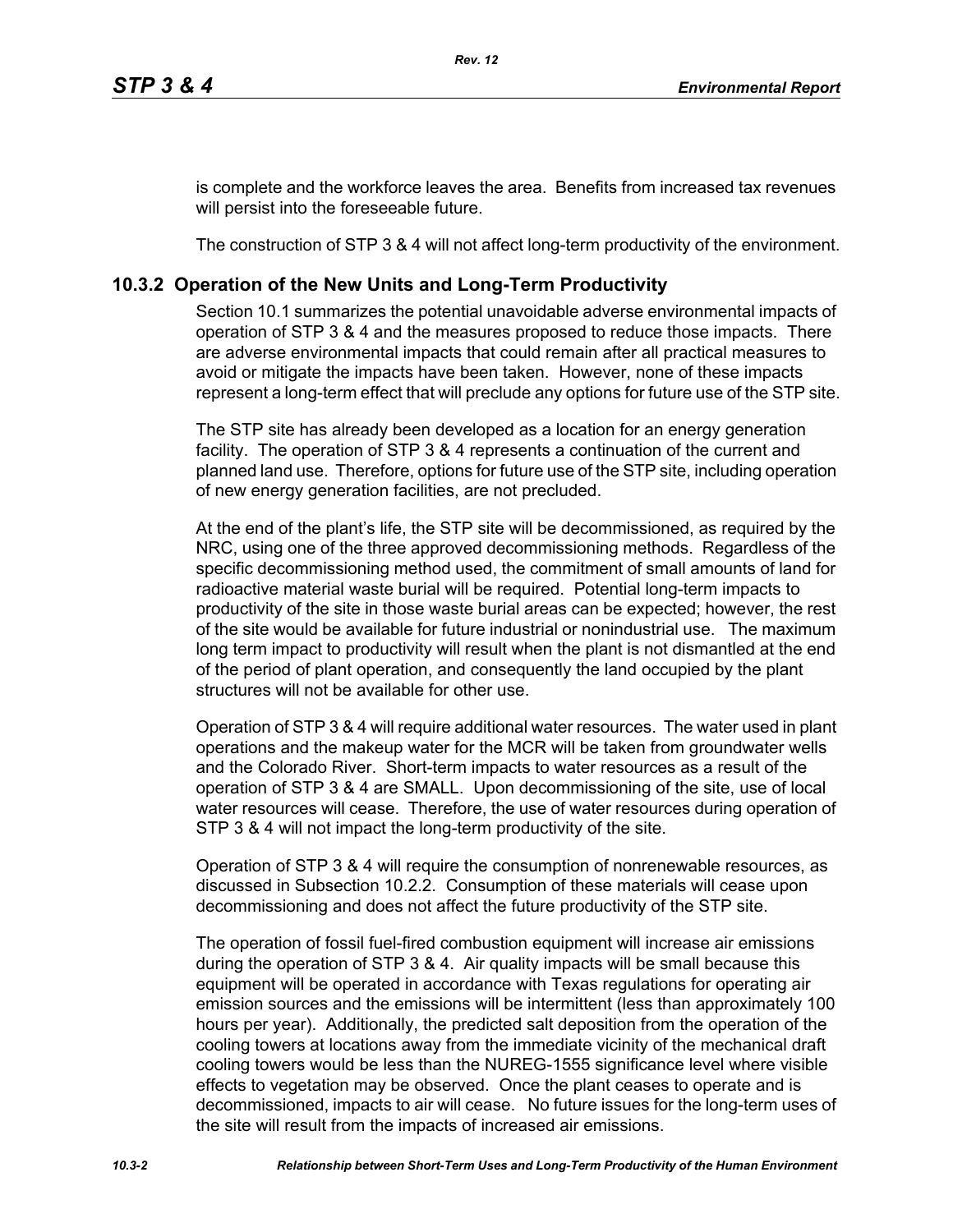is complete and the workforce leaves the area. Benefits from increased tax revenues will persist into the foreseeable future.

The construction of STP 3 & 4 will not affect long-term productivity of the environment.

## 10.3.2 Operation of the New Units and Long-Term Productivity

Section 10.1 summarizes the potential unavoidable adverse environmental impacts of operation of STP 3 & 4 and the measures proposed to reduce those impacts. There are adverse environmental impacts that could remain after all practical measures to avoid or mitigate the impacts have been taken. However, none of these impacts represent a long-term effect that will preclude any options for future use of the STP site.

The STP site has already been developed as a location for an energy generation facility. The operation of STP 3 & 4 represents a continuation of the current and planned land use. Therefore, options for future use of the STP site, including operation of new energy generation facilities, are not precluded.

At the end of the plant's life, the STP site will be decommissioned, as required by the NRC, using one of the three approved decommissioning methods. Regardless of the specific decommissioning method used, the commitment of small amounts of land for radioactive material waste burial will be required. Potential long-term impacts to productivity of the site in those waste burial areas can be expected; however, the rest of the site would be available for future industrial or nonindustrial use. The maximum long term impact to productivity will result when the plant is not dismantled at the end of the period of plant operation, and consequently the land occupied by the plant structures will not be available for other use.

Operation of STP 3 & 4 will require additional water resources. The water used in plant operations and the makeup water for the MCR will be taken from groundwater wells and the Colorado River. Short-term impacts to water resources as a result of the operation of STP 3 & 4 are SMALL. Upon decommissioning of the site, use of local water resources will cease. Therefore, the use of water resources during operation of STP 3 & 4 will not impact the long-term productivity of the site.

Operation of STP 3 & 4 will require the consumption of nonrenewable resources, as discussed in Subsection 10.2.2. Consumption of these materials will cease upon decommissioning and does not affect the future productivity of the STP site.

The operation of fossil fuel-fired combustion equipment will increase air emissions during the operation of STP 3 & 4. Air quality impacts will be small because this equipment will be operated in accordance with Texas regulations for operating air emission sources and the emissions will be intermittent (less than approximately 100 hours per year). Additionally, the predicted salt deposition from the operation of the cooling towers at locations away from the immediate vicinity of the mechanical draft cooling towers would be less than the NUREG-1555 significance level where visible effects to vegetation may be observed. Once the plant ceases to operate and is decommissioned, impacts to air will cease. No future issues for the long-term uses of the site will result from the impacts of increased air emissions.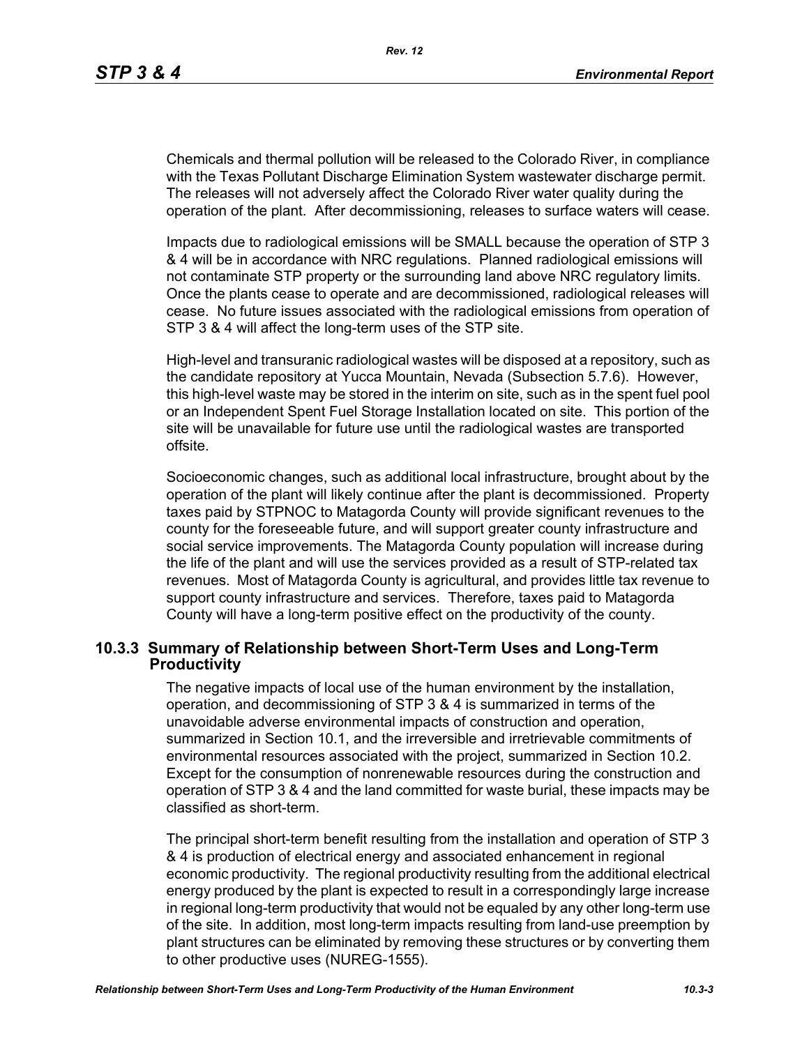Chemicals and thermal pollution will be released to the Colorado River, in compliance with the Texas Pollutant Discharge Elimination System wastewater discharge permit. The releases will not adversely affect the Colorado River water quality during the operation of the plant. After decommissioning, releases to surface waters will cease.

Impacts due to radiological emissions will be SMALL because the operation of STP 3 & 4 will be in accordance with NRC regulations. Planned radiological emissions will not contaminate STP property or the surrounding land above NRC regulatory limits. Once the plants cease to operate and are decommissioned, radiological releases will cease. No future issues associated with the radiological emissions from operation of STP 3 & 4 will affect the long-term uses of the STP site.

High-level and transuranic radiological wastes will be disposed at a repository, such as the candidate repository at Yucca Mountain, Nevada (Subsection 5.7.6). However, this high-level waste may be stored in the interim on site, such as in the spent fuel pool or an Independent Spent Fuel Storage Installation located on site. This portion of the site will be unavailable for future use until the radiological wastes are transported offsite.

Socioeconomic changes, such as additional local infrastructure, brought about by the operation of the plant will likely continue after the plant is decommissioned. Property taxes paid by STPNOC to Matagorda County will provide significant revenues to the county for the foreseeable future, and will support greater county infrastructure and social service improvements. The Matagorda County population will increase during the life of the plant and will use the services provided as a result of STP-related tax revenues. Most of Matagorda County is agricultural, and provides little tax revenue to support county infrastructure and services. Therefore, taxes paid to Matagorda County will have a long-term positive effect on the productivity of the county.

### 10.3.3 Summary of Relationship between Short-Term Uses and Long-Term Productivity

The negative impacts of local use of the human environment by the installation, operation, and decommissioning of STP 3 & 4 is summarized in terms of the unavoidable adverse environmental impacts of construction and operation, summarized in Section 10.1, and the irreversible and irretrievable commitments of environmental resources associated with the project, summarized in Section 10.2. Except for the consumption of nonrenewable resources during the construction and operation of STP 3 & 4 and the land committed for waste burial, these impacts may be classified as short-term.

The principal short-term benefit resulting from the installation and operation of STP 3 & 4 is production of electrical energy and associated enhancement in regional economic productivity. The regional productivity resulting from the additional electrical energy produced by the plant is expected to result in a correspondingly large increase in regional long-term productivity that would not be equaled by any other long-term use of the site. In addition, most long-term impacts resulting from land-use preemption by plant structures can be eliminated by removing these structures or by converting them to other productive uses (NUREG-1555).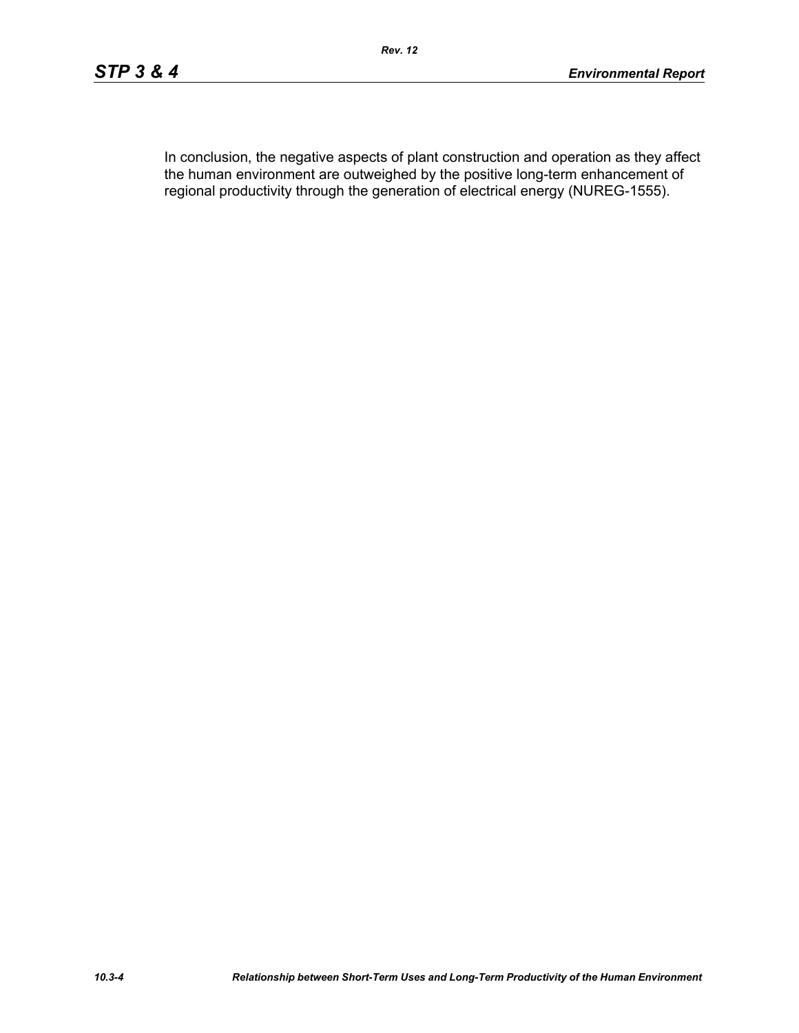In conclusion, the negative aspects of plant construction and operation as they affect the human environment are outweighed by the positive long-term enhancement of regional productivity through the generation of electrical energy (NUREG-1555).